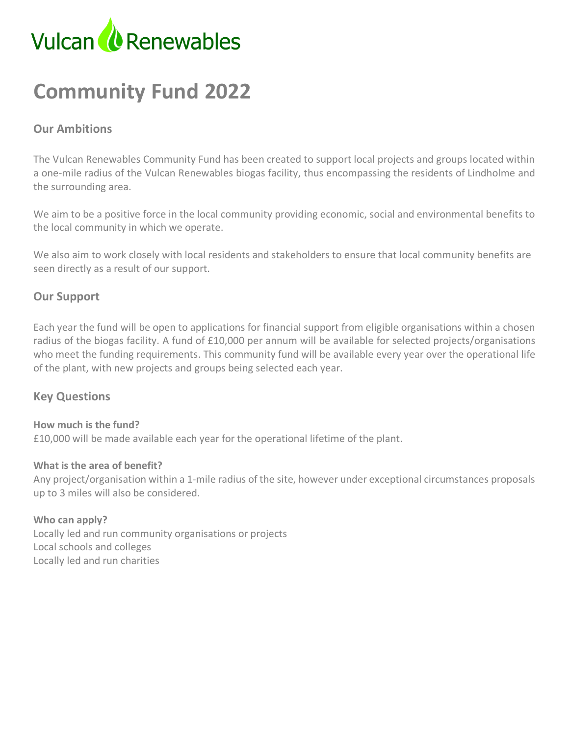Vulcan Renewables

# Community Fund 2022

## Our Ambitions

The Vulcan Renewables Community Fund has been created to support local projects and groups located within a one-mile radius of the Vulcan Renewables biogas facility, thus encompassing the residents of Lindholme and the surrounding area.

We aim to be a positive force in the local community providing economic, social and environmental benefits to the local community in which we operate.

We also aim to work closely with local residents and stakeholders to ensure that local community benefits are seen directly as a result of our support.

## Our Support

Each year the fund will be open to applications for financial support from eligible organisations within a chosen radius of the biogas facility. A fund of £10,000 per annum will be available for selected projects/organisations who meet the funding requirements. This community fund will be available every year over the operational life of the plant, with new projects and groups being selected each year.

## Key Questions

**How much is the fund?**
£10,000 will be made available each year for the operational lifetime of the plant.

**What is the area of benefit?**
Any project/organisation within a 1-mile radius of the site, however under exceptional circumstances proposals up to 3 miles will also be considered.

**Who can apply?**
Locally led and run community organisations or projects
Local schools and colleges
Locally led and run charities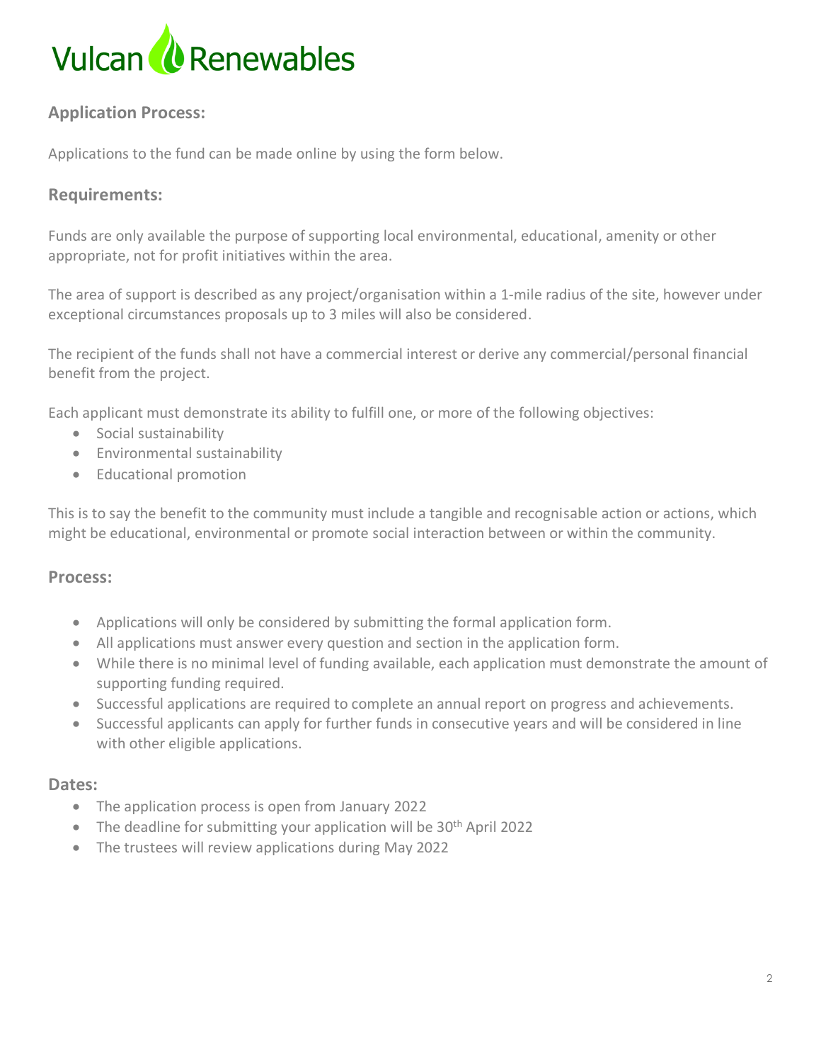# Vulcan Renewables

## Application Process:

Applications to the fund can be made online by using the form below.

## Requirements:

Funds are only available the purpose of supporting local environmental, educational, amenity or other appropriate, not for profit initiatives within the area.

The area of support is described as any project/organisation within a 1-mile radius of the site, however under exceptional circumstances proposals up to 3 miles will also be considered.

The recipient of the funds shall not have a commercial interest or derive any commercial/personal financial benefit from the project.

Each applicant must demonstrate its ability to fulfill one, or more of the following objectives:

- Social sustainability
- Environmental sustainability
- Educational promotion

This is to say the benefit to the community must include a tangible and recognisable action or actions, which might be educational, environmental or promote social interaction between or within the community.

## Process:

- Applications will only be considered by submitting the formal application form.
- All applications must answer every question and section in the application form.
- While there is no minimal level of funding available, each application must demonstrate the amount of supporting funding required.
- Successful applications are required to complete an annual report on progress and achievements.
- Successful applicants can apply for further funds in consecutive years and will be considered in line with other eligible applications.

## Dates:

- The application process is open from January 2022
- The deadline for submitting your application will be 30th April 2022
- The trustees will review applications during May 2022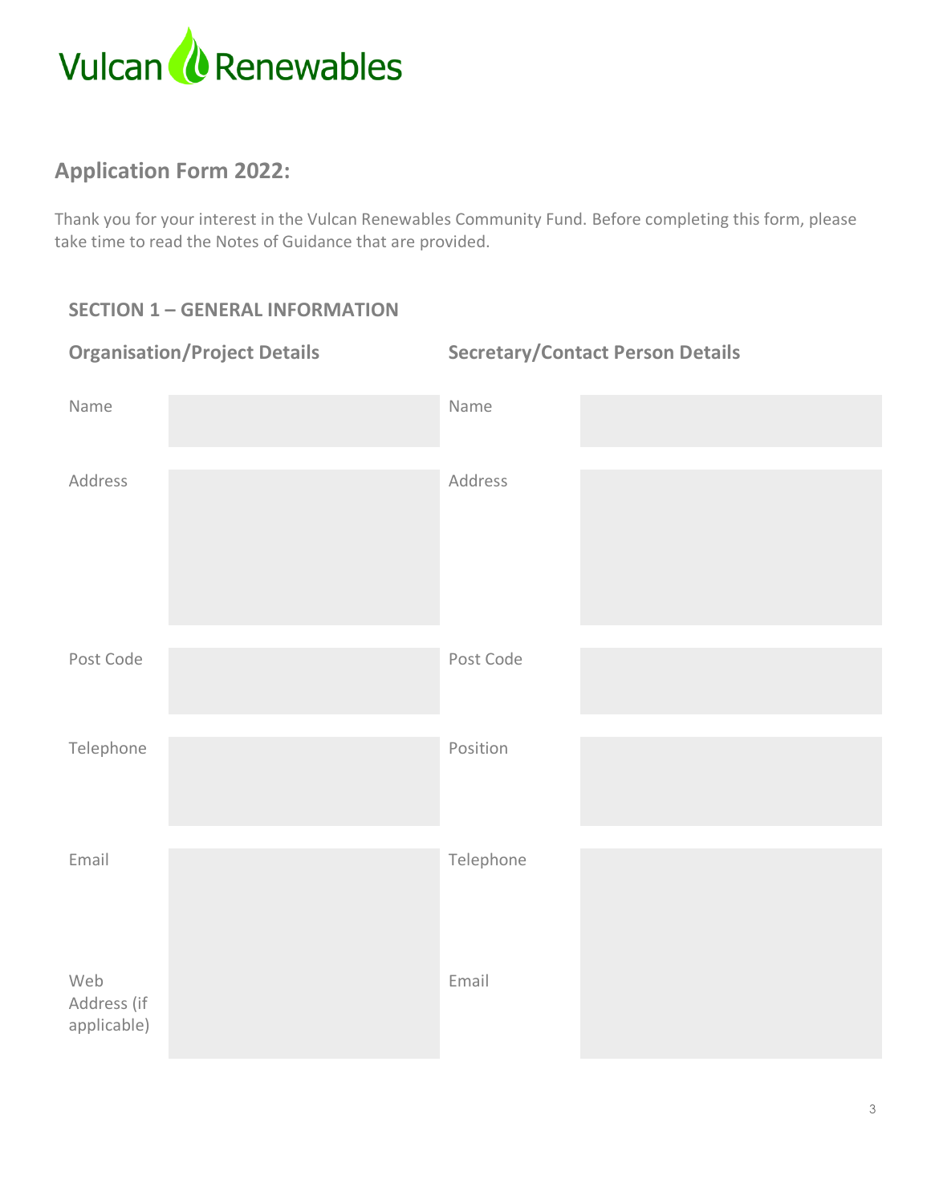Vulcan Renewables

## Application Form 2022:

Thank you for your interest in the Vulcan Renewables Community Fund. Before completing this form, please take time to read the Notes of Guidance that are provided.

### SECTION 1 – GENERAL INFORMATION

| Organisation/Project Details | | Secretary/Contact Person Details | |
|---|---|---|---|
| Name | | Name | |
| Address | | Address | |
| Post Code | | Post Code | |
| Telephone | | Position | |
| Email | | Telephone | |
| Web Address (if applicable) | | Email | |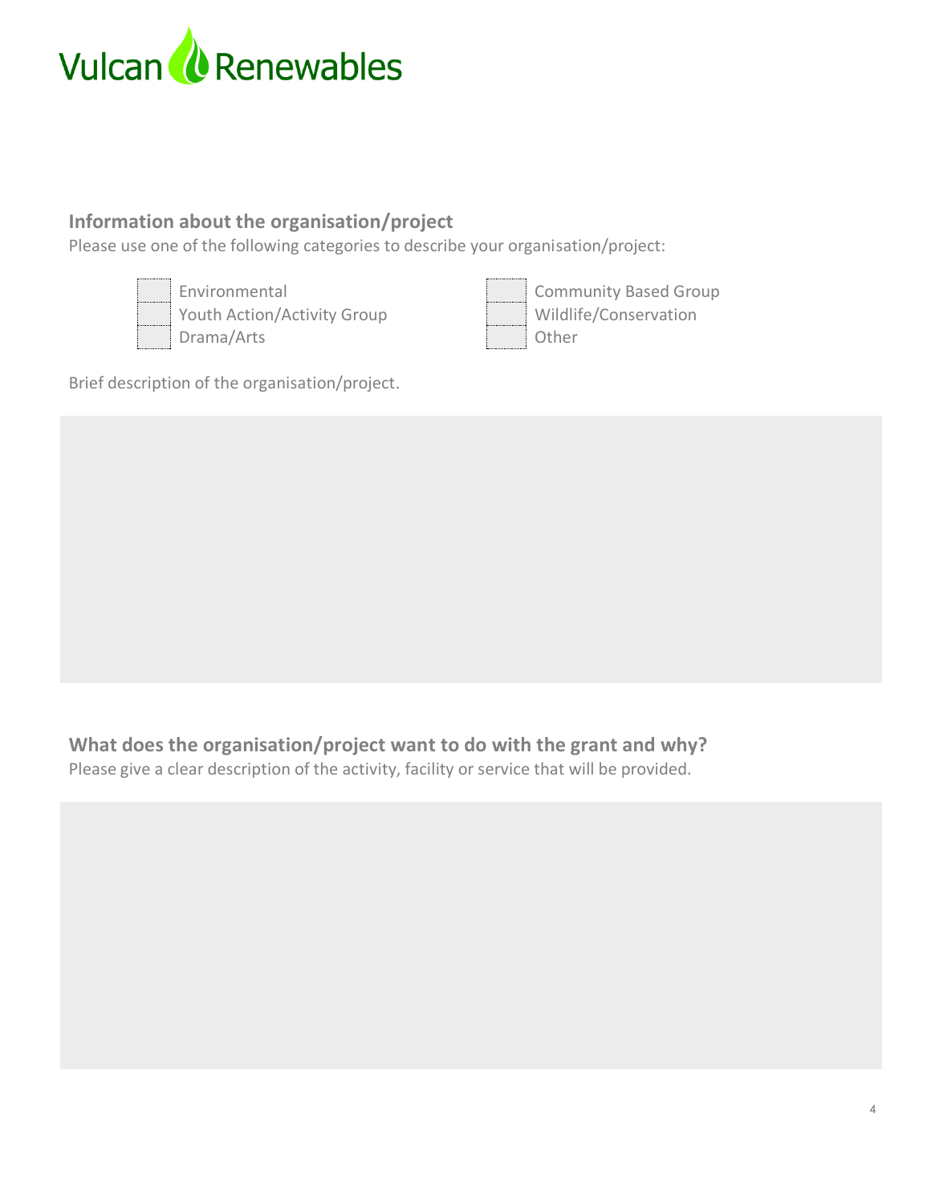Vulcan Renewables

## Information about the organisation/project

Please use one of the following categories to describe your organisation/project:

- [ ] Environmental
- [ ] Youth Action/Activity Group
- [ ] Drama/Arts
- [ ] Community Based Group
- [ ] Wildlife/Conservation
- [ ] Other

Brief description of the organisation/project.

## What does the organisation/project want to do with the grant and why?

Please give a clear description of the activity, facility or service that will be provided.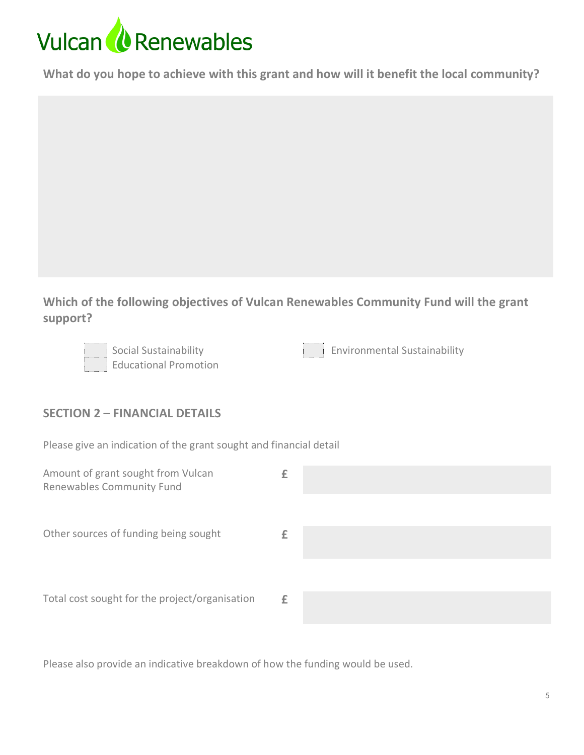**What do you hope to achieve with this grant and how will it benefit the local community?**

**Which of the following objectives of Vulcan Renewables Community Fund will the grant support?**

- ☐ Social Sustainability
- ☐ Educational Promotion
- ☐ Environmental Sustainability

## SECTION 2 – FINANCIAL DETAILS

Please give an indication of the grant sought and financial detail

| | | |
|---|---|---|
| Amount of grant sought from Vulcan Renewables Community Fund | £ | |
| Other sources of funding being sought | £ | |
| Total cost sought for the project/organisation | £ | |

Please also provide an indicative breakdown of how the funding would be used.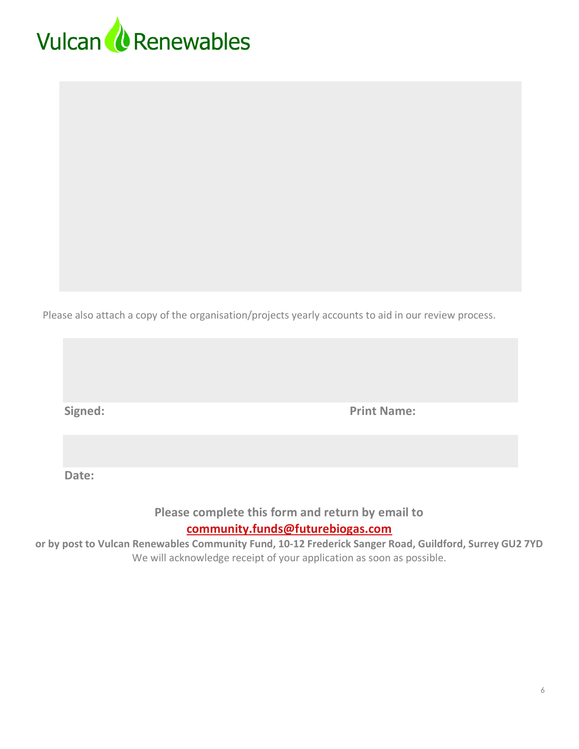Please also attach a copy of the organisation/projects yearly accounts to aid in our review process.

**Signed:** **Print Name:**

**Date:**

**Please complete this form and return by email to**
**community.funds@futurebiogas.com**
**or by post to Vulcan Renewables Community Fund, 10-12 Frederick Sanger Road, Guildford, Surrey GU2 7YD**
We will acknowledge receipt of your application as soon as possible.